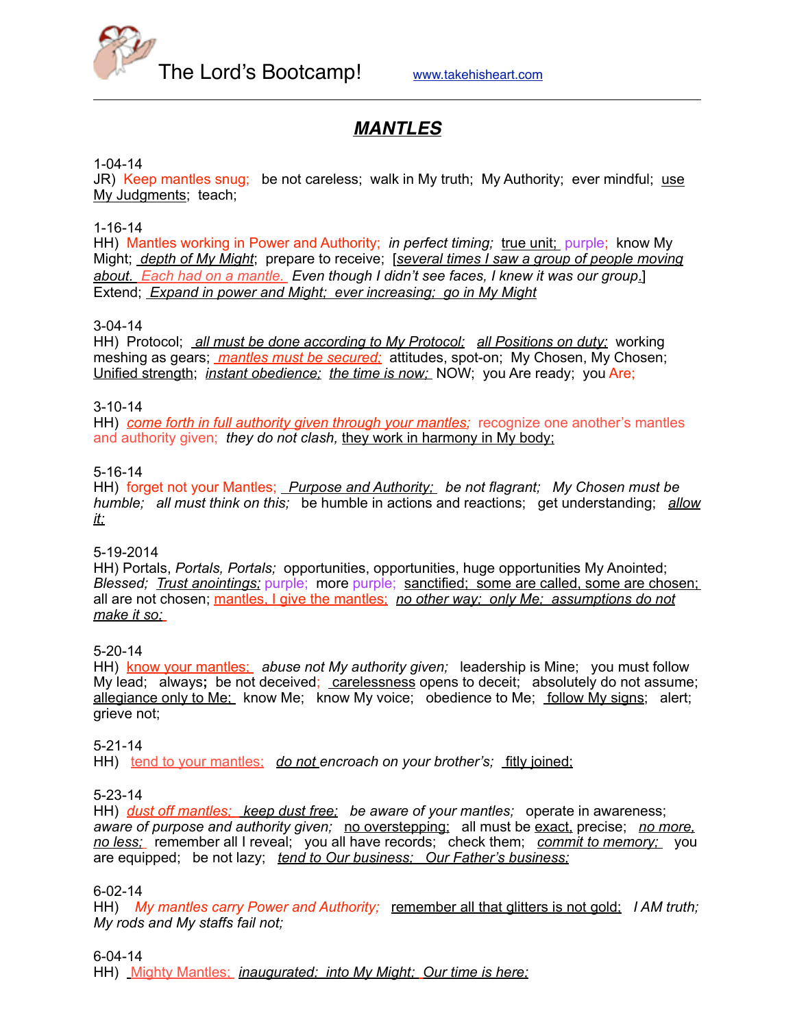The Lord's Bootcamp! www.takehisheart.com

# *MANTLES*

1-04-14
JR) Keep mantles snug; be not careless; walk in My truth; My Authority; ever mindful; use My Judgments; teach;

1-16-14
HH) Mantles working in Power and Authority; *in perfect timing;* true unit; purple; know My Might; *depth of My Might*; prepare to receive; [*several times I saw a group of people moving about. Each had on a mantle. Even though I didn't see faces, I knew it was our group.*]
Extend; *Expand in power and Might; ever increasing; go in My Might*

3-04-14
HH) Protocol; *all must be done according to My Protocol; all Positions on duty;* working meshing as gears; *mantles must be secured;* attitudes, spot-on; My Chosen, My Chosen; Unified strength; *instant obedience; the time is now;* NOW; you Are ready; you Are;

3-10-14
HH) *come forth in full authority given through your mantles;* recognize one another's mantles and authority given; *they do not clash,* they work in harmony in My body;

5-16-14
HH) forget not your Mantles; *Purpose and Authority; be not flagrant; My Chosen must be humble; all must think on this;* be humble in actions and reactions; get understanding; *allow it;*

5-19-2014
HH) Portals, *Portals, Portals;* opportunities, opportunities, huge opportunities My Anointed; *Blessed; Trust anointings;* purple; more purple; sanctified; some are called, some are chosen; all are not chosen; mantles, I give the mantles; *no other way; only Me; assumptions do not make it so;*

5-20-14
HH) know your mantles; *abuse not My authority given;* leadership is Mine; you must follow My lead; always**;** be not deceived; carelessness opens to deceit; absolutely do not assume; allegiance only to Me; know Me; know My voice; obedience to Me; follow My signs; alert; grieve not;

5-21-14
HH) tend to your mantles; *do not encroach on your brother's;* fitly joined;

5-23-14
HH) *dust off mantles; keep dust free; be aware of your mantles;* operate in awareness; *aware of purpose and authority given;* no overstepping; all must be exact, precise; *no more, no less;* remember all I reveal; you all have records; check them; *commit to memory;* you are equipped; be not lazy; *tend to Our business; Our Father's business;*

6-02-14
HH) *My mantles carry Power and Authority;* remember all that glitters is not gold; *I AM truth; My rods and My staffs fail not;*

6-04-14
HH) Mighty Mantles; *inaugurated; into My Might; Our time is here;*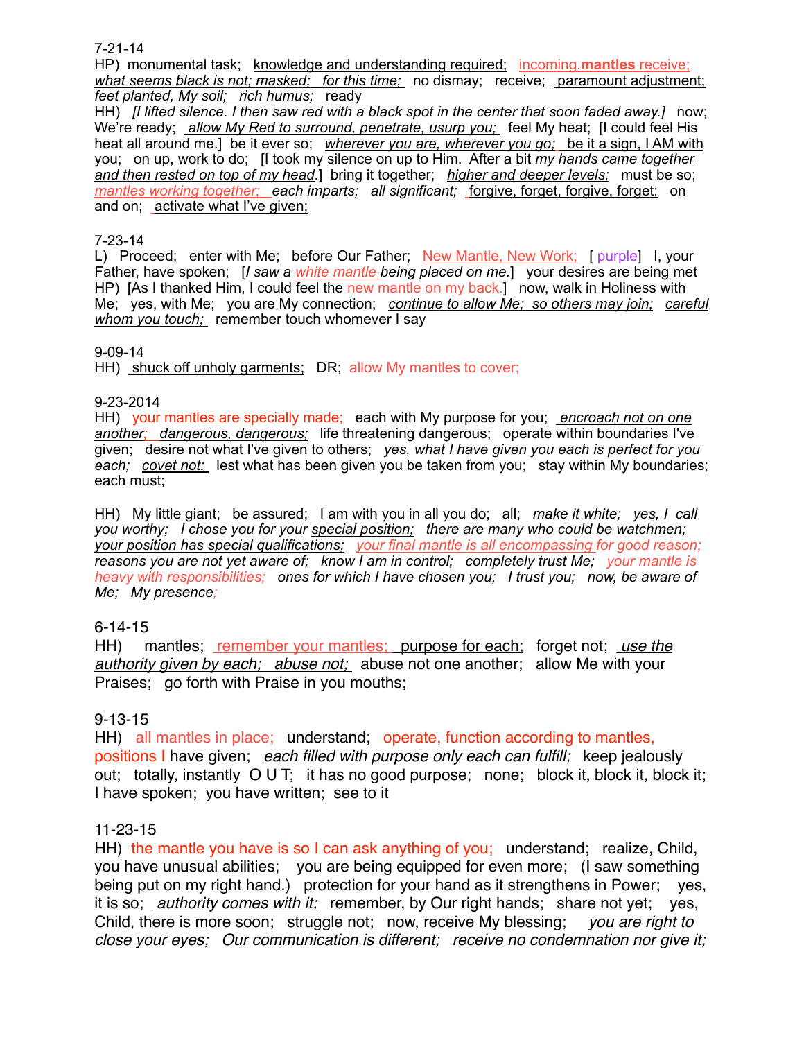7-21-14

HP) monumental task; knowledge and understanding required; incoming,**mantles** receive; *what seems black is not; masked; for this time;* no dismay; receive; paramount adjustment; *feet planted, My soil; rich humus;* ready

HH) *[I lifted silence. I then saw red with a black spot in the center that soon faded away.]* now; We're ready; *allow My Red to surround, penetrate, usurp you;* feel My heat; [I could feel His heat all around me.] be it ever so; *wherever you are, wherever you go;* be it a sign, I AM with you; on up, work to do; [I took my silence on up to Him. After a bit *my hands came together and then rested on top of my head*.] bring it together; *higher and deeper levels;* must be so; *mantles working together; each imparts; all significant;* forgive, forget, forgive, forget; on and on; activate what I've given;

7-23-14

L) Proceed; enter with Me; before Our Father; New Mantle, New Work; [ purple] I, your Father, have spoken; [*I saw a white mantle being placed on me.*] your desires are being met

HP) [As I thanked Him, I could feel the new mantle on my back.] now, walk in Holiness with Me; yes, with Me; you are My connection; *continue to allow Me; so others may join; careful whom you touch;* remember touch whomever I say

9-09-14

HH) shuck off unholy garments; DR; allow My mantles to cover;

9-23-2014

HH) your mantles are specially made; each with My purpose for you; *encroach not on one another; dangerous, dangerous;* life threatening dangerous; operate within boundaries I've given; desire not what I've given to others; *yes, what I have given you each is perfect for you each; covet not;* lest what has been given you be taken from you; stay within My boundaries; each must;

HH) My little giant; be assured; I am with you in all you do; all; *make it white; yes, I call you worthy; I chose you for your special position; there are many who could be watchmen; your position has special qualifications; your final mantle is all encompassing for good reason; reasons you are not yet aware of; know I am in control; completely trust Me; your mantle is heavy with responsibilities; ones for which I have chosen you; I trust you; now, be aware of Me; My presence;*

6-14-15

HH) mantles; remember your mantles; purpose for each; forget not; *use the authority given by each; abuse not;* abuse not one another; allow Me with your Praises; go forth with Praise in you mouths;

9-13-15

HH) all mantles in place; understand; operate, function according to mantles, positions I have given; *each filled with purpose only each can fulfill;* keep jealously out; totally, instantly O U T; it has no good purpose; none; block it, block it, block it; I have spoken; you have written; see to it

11-23-15

HH) the mantle you have is so I can ask anything of you; understand; realize, Child, you have unusual abilities; you are being equipped for even more; (I saw something being put on my right hand.) protection for your hand as it strengthens in Power; yes, it is so; *authority comes with it;* remember, by Our right hands; share not yet; yes, Child, there is more soon; struggle not; now, receive My blessing; *you are right to close your eyes; Our communication is different; receive no condemnation nor give it;*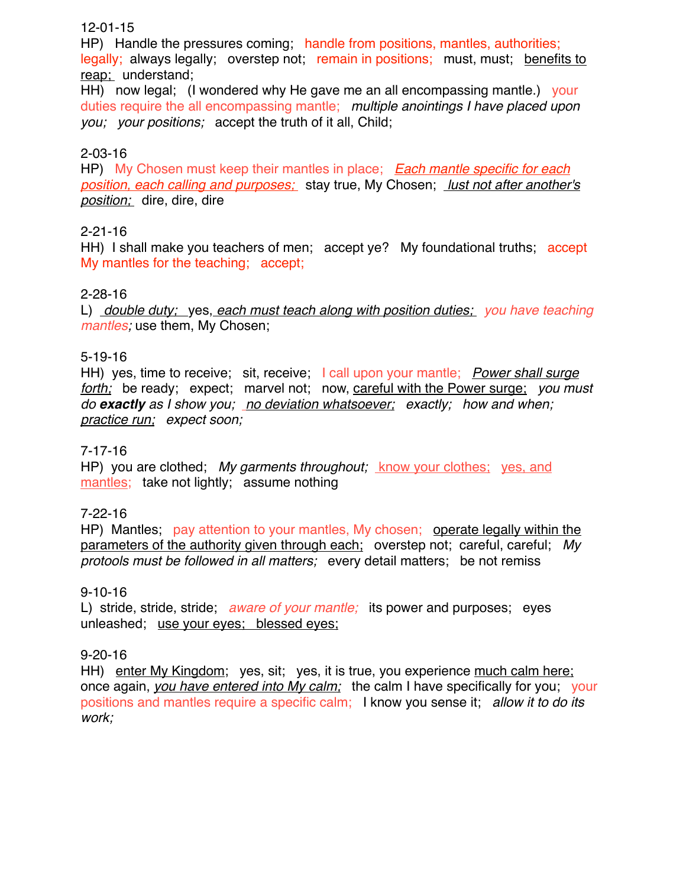12-01-15

HP) Handle the pressures coming; handle from positions, mantles, authorities; legally; always legally; overstep not; remain in positions; must, must; benefits to reap; understand;

HH) now legal; (I wondered why He gave me an all encompassing mantle.) your duties require the all encompassing mantle; *multiple anointings I have placed upon you; your positions;* accept the truth of it all, Child;

2-03-16

HP) My Chosen must keep their mantles in place; *Each mantle specific for each position, each calling and purposes;* stay true, My Chosen; *lust not after another's position;* dire, dire, dire

2-21-16

HH) I shall make you teachers of men; accept ye? My foundational truths; accept My mantles for the teaching; accept;

2-28-16

L) *double duty;* yes, *each must teach along with position duties;* *you have teaching mantles;* use them, My Chosen;

5-19-16

HH) yes, time to receive; sit, receive; I call upon your mantle; *Power shall surge forth;* be ready; expect; marvel not; now, careful with the Power surge; *you must do **exactly** as I show you; no deviation whatsoever; exactly; how and when; practice run; expect soon;*

7-17-16

HP) you are clothed; *My garments throughout;* know your clothes; yes, and mantles; take not lightly; assume nothing

7-22-16

HP) Mantles; pay attention to your mantles, My chosen; operate legally within the parameters of the authority given through each; overstep not; careful, careful; *My protools must be followed in all matters;* every detail matters; be not remiss

9-10-16

L) stride, stride, stride; *aware of your mantle;* its power and purposes; eyes unleashed; use your eyes; blessed eyes;

9-20-16

HH) enter My Kingdom; yes, sit; yes, it is true, you experience much calm here; once again, *you have entered into My calm;* the calm I have specifically for you; your positions and mantles require a specific calm; I know you sense it; *allow it to do its work;*